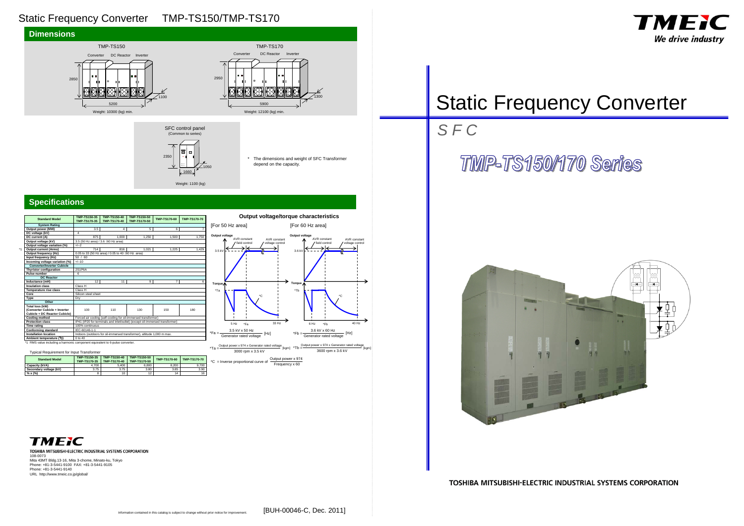# Static Frequency Converter TMP-TS150/TMP-TS170

## Dimensions

TMP-TS150

Converter DC Reactor Inverter

2850 5200 1100

Weight: 10300 (kg) min.

TMP-TS170

Converter DC Reactor Inverter

2950 5900 1300

Weight: 12100 (kg) min.

SFC control panel (Common to series)

2350 1660 1050

Weight: 1100 (kg)

* The dimensions and weight of SFC Transformer depend on the capacity.

## Specifications

| Standard Model | TMP-TS150-35 TMP-TS170-35 | TMP-TS150-40 TMP-TS170-40 | TMP-TS150-50 TMP-TS170-50 | TMP-TS170-60 | TMP-TS170-70 |
|---|---|---|---|---|---|
| **System Rating** | | | | | |
| Output power (MW) | 3.5 | 4 | 5 | 6 | 7 |
| DC voltage (kV) | 4 | | | | |
| DC current (A) | 875 | 1,000 | 1,250 | 1,500 | 1,750 |
| Output voltage (kV) | 3.5 (50 Hz area) / 3.6 (60 Hz area) | | | | |
| Output voltage variation (%) | +/–2 | | | | |
| *1 Output current (Arms) | 714 | 816 | 1,021 | 1,225 | 1,429 |
| Output frequency (Hz) | 0.05 to 33 (50 Hz area) / 0.05 to 40 (60 Hz area) | | | | |
| Input frequency (Hz) | 50 / 60 | | | | |
| Incoming voltage variation (%) | +/–10 | | | | |
| **Converter/Inverter Cubicle** | | | | | |
| Thyristor configuration | 2S1P6A | | | | |
| Pulse number | 6 | | | | |
| **DC Reactor** | | | | | |
| Inductance (mH) | 12 | 11 | 9 | 7 | 6 |
| Insulation class | Class H | | | | |
| Temperature rise class | Class H | | | | |
| Core | Silicon steel sheet | | | | |
| Type | Dry | | | | |
| **Other** | | | | | |
| Total loss (kW) (Converter Cubicle + Inverter Cubicle + DC Reactor Cubicle) | 100 | 110 | 130 | 150 | 180 |
| Cooling method | Forced air cooling (self-cooling for oil-immersed transformer) | | | | |
| Protection class | IP41 (IP20 for terminals and inlet/outlet) (except oil-immersed transformer) | | | | |
| Time rating | 100% continuous | | | | |
| Conforming standard | IEC-60146-1-1 | | | | |
| Installation location | Indoors (outdoors for oil-immersed transformer), altitude 1,000 m max. | | | | |
| Ambient temperature (℃) | 0 to 40 | | | | |

*1 RMS value including a harmonic component equivalent to 6-pulse converter.

Typical Requirement for Input Transformer

| Standard Model | TMP-TS150-35 TMP-TS170-35 | TMP-TS150-40 TMP-TS170-40 | TMP-TS150-50 TMP-TS170-50 | TMP-TS170-60 | TMP-TS170-70 |
|---|---|---|---|---|---|
| Capacity (kVA) | 4,700 | 5,400 | 6,800 | 8,200 | 9,700 |
| Secondary voltage (kV) | 3.75 | 3.75 | 3.80 | 3.85 | 3.90 |
| %x (%) | 8 | 10 | 12 | 14 | 16 |

### Output voltage/torque characteristics

[For 50 Hz area] Output voltage: AVR constant field control / AVR constant voltage control, 3.5 kV; Torque *Ta, *C; 5 Hz, *Fa, 33 Hz

[For 60 Hz area] Output voltage: AVR constant field control / AVR constant voltage control, 3.6 kV; Torque *Tb, *C; 6 Hz, *Fb, 40 Hz

$$*Fa = \frac{3.5\text{ kV} \times 50\text{ Hz}}{\text{Generator rated voltage}}\ [\text{Hz}] \qquad *Fb = \frac{3.6\text{ kV} \times 60\text{ Hz}}{\text{Generator rated voltage}}\ [\text{Hz}]$$

$$*Ta = \frac{\text{Output power} \times 974 \times \text{Generator rated voltage}}{3000\text{ rpm} \times 3.5\text{ kV}}\ [\text{kgm}] \qquad *Tb = \frac{\text{Output power} \times 974 \times \text{Generator rated voltage}}{3600\text{ rpm} \times 3.6\text{ kV}}\ [\text{kgm}]$$

$$*C = \text{Inverse proportional curve of } \frac{\text{Output power} \times 974}{\text{Frequency} \times 60}$$

TMEIC

TOSHIBA MITSUBISHI-ELECTRIC INDUSTRIAL SYSTEMS CORPORATION
108-0073
Mita 43MT Bldg.13-16, Mita 3-chome, Minato-ku, Tokyo
Phone: +81-3-5441-9100 FAX: +81-3-5441-9105
Phone: +81-3-5441-9140
URL http://www.tmeic.co.jp/global/

Information contained in this catalog is subject to change without prior notice for improvement.

[BUH-00046-C, Dec. 2011]

TMEIC We drive industry

# Static Frequency Converter

*SFC*

## TMP-TS150/170 Series

TOSHIBA MITSUBISHI-ELECTRIC INDUSTRIAL SYSTEMS CORPORATION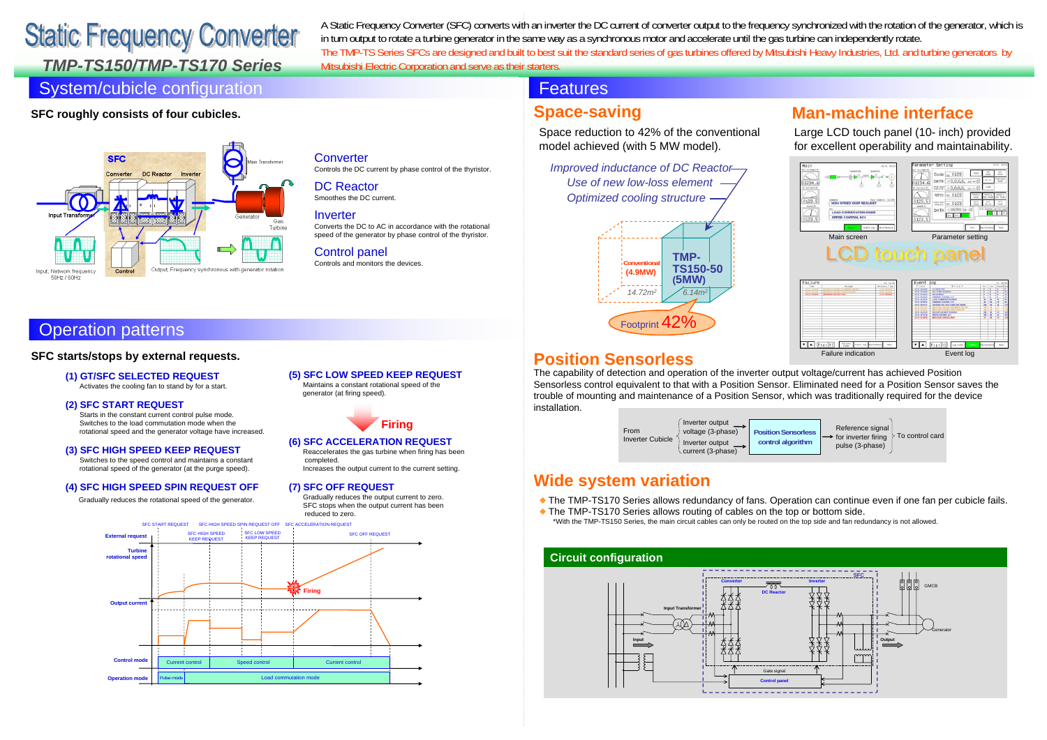# Static Frequency Converter

## TMP-TS150/TMP-TS170 Series

A Static Frequency Converter (SFC) converts with an inverter the DC current of converter output to the frequency synchronized with the rotation of the generator, which is in turn output to rotate a turbine generator in the same way as a synchronous motor and accelerate until the gas turbine can independently rotate.

The TMP-TS Series SFCs are designed and built to best suit the standard series of gas turbines offered by Mitsubishi Heavy Industries, Ltd. and turbine generators by Mitsubishi Electric Corporation and serve as their starters.

## System/cubicle configuration

**SFC roughly consists of four cubicles.**

SFC
Converter DC Reactor Inverter
Main Transformer
Input Transformer
Generator
Gas Turbine
Control
Input; Network frequency 50Hz / 60Hz
Output; Frequency synchronous with generator rotation

**Converter**
Controls the DC current by phase control of the thyristor.

**DC Reactor**
Smoothes the DC current.

**Inverter**
Converts the DC to AC in accordance with the rotational speed of the generator by phase control of the thyristor.

**Control panel**
Controls and monitors the devices.

## Operation patterns

**SFC starts/stops by external requests.**

**(1) GT/SFC SELECTED REQUEST**
Activates the cooling fan to stand by for a start.

**(2) SFC START REQUEST**
Starts in the constant current control pulse mode.
Switches to the load commutation mode when the rotational speed and the generator voltage have increased.

**(3) SFC HIGH SPEED KEEP REQUEST**
Switches to the speed control and maintains a constant rotational speed of the generator (at the purge speed).

**(4) SFC HIGH SPEED SPIN REQUEST OFF**
Gradually reduces the rotational speed of the generator.

**(5) SFC LOW SPEED KEEP REQUEST**
Maintains a constant rotational speed of the generator (at firing speed).

Firing

**(6) SFC ACCELERATION REQUEST**
Reaccelerates the gas turbine when firing has been completed.
Increases the output current to the current setting.

**(7) SFC OFF REQUEST**
Gradually reduces the output current to zero.
SFC stops when the output current has been reduced to zero.

SFC START REQUEST
SFC HIGH SPEED SPIN REQUEST OFF
SFC ACCELERATION REQUEST
External request
SFC HIGH SPEED KEEP REQUEST
SFC LOW SPEED KEEP REQUEST
SFC OFF REQUEST
Turbine rotational speed
Firing
Output current
Control mode: Current control / Speed control / Current control
Operation mode: Pulse mode / Load commutation mode

## Features

### Space-saving

Space reduction to 42% of the conventional model achieved (with 5 MW model).

*Improved inductance of DC Reactor*
*Use of new low-loss element*
*Optimized cooling structure*

Conventional (4.9MW) 14.72m²
TMP-TS150-50 (5MW) 6.14m²
Footprint 42%

### Man-machine interface

Large LCD touch panel (10- inch) provided for excellent operability and maintainability.

Main screen
Parameter setting
LCD touch panel
Failure indication
Event log

### Position Sensorless

The capability of detection and operation of the inverter output voltage/current has achieved Position Sensorless control equivalent to that with a Position Sensor. Eliminated need for a Position Sensor saves the trouble of mounting and maintenance of a Position Sensor, which was traditionally required for the device installation.

From Inverter Cubicle
Inverter output voltage (3-phase)
Inverter output current (3-phase)
Position Sensorless control algorithm
Reference signal for inverter firing pulse (3-phase)
To control card

### Wide system variation

- The TMP-TS170 Series allows redundancy of fans. Operation can continue even if one fan per cubicle fails.
- The TMP-TS170 Series allows routing of cables on the top or bottom side.

*With the TMP-TS150 Series, the main circuit cables can only be routed on the top side and fan redundancy is not allowed.

#### Circuit configuration

SFC
Converter
DC Reactor
Inverter
GMCB
Input Transformer
Input
Output
Generator
Gate signal
Control panel